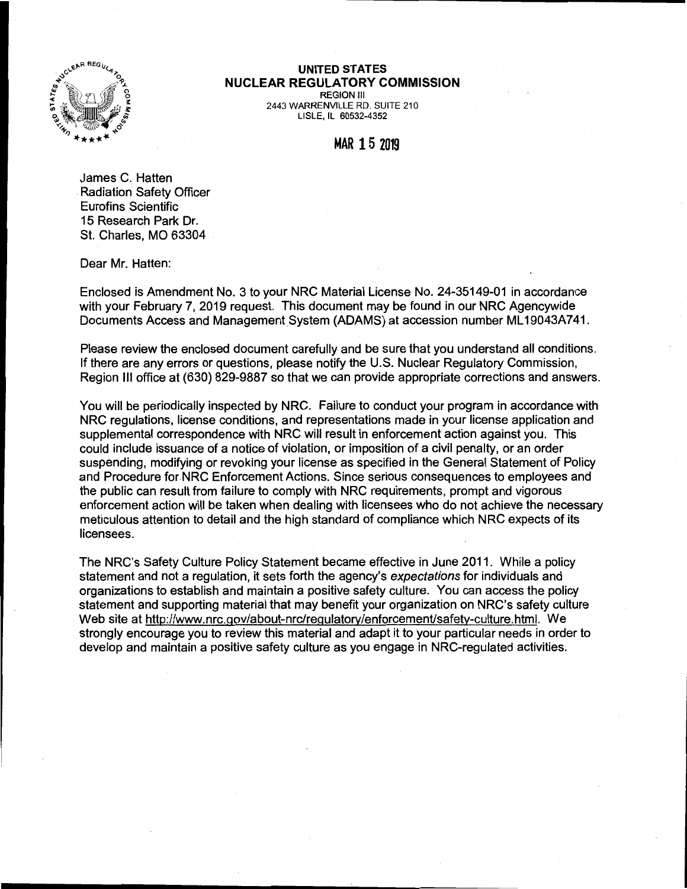**UNITED STATES**
**NUCLEAR REGULATORY COMMISSION**
REGION III
2443 WARRENVILLE RD. SUITE 210
LISLE, IL 60532-4352

MAR 15 2019

James C. Hatten
Radiation Safety Officer
Eurofins Scientific
15 Research Park Dr.
St. Charles, MO 63304

Dear Mr. Hatten:

Enclosed is Amendment No. 3 to your NRC Material License No. 24-35149-01 in accordance with your February 7, 2019 request. This document may be found in our NRC Agencywide Documents Access and Management System (ADAMS) at accession number ML19043A741.

Please review the enclosed document carefully and be sure that you understand all conditions. If there are any errors or questions, please notify the U.S. Nuclear Regulatory Commission, Region III office at (630) 829-9887 so that we can provide appropriate corrections and answers.

You will be periodically inspected by NRC. Failure to conduct your program in accordance with NRC regulations, license conditions, and representations made in your license application and supplemental correspondence with NRC will result in enforcement action against you. This could include issuance of a notice of violation, or imposition of a civil penalty, or an order suspending, modifying or revoking your license as specified in the General Statement of Policy and Procedure for NRC Enforcement Actions. Since serious consequences to employees and the public can result from failure to comply with NRC requirements, prompt and vigorous enforcement action will be taken when dealing with licensees who do not achieve the necessary meticulous attention to detail and the high standard of compliance which NRC expects of its licensees.

The NRC's Safety Culture Policy Statement became effective in June 2011. While a policy statement and not a regulation, it sets forth the agency's *expectations* for individuals and organizations to establish and maintain a positive safety culture. You can access the policy statement and supporting material that may benefit your organization on NRC's safety culture Web site at http://www.nrc.gov/about-nrc/regulatory/enforcement/safety-culture.html. We strongly encourage you to review this material and adapt it to your particular needs in order to develop and maintain a positive safety culture as you engage in NRC-regulated activities.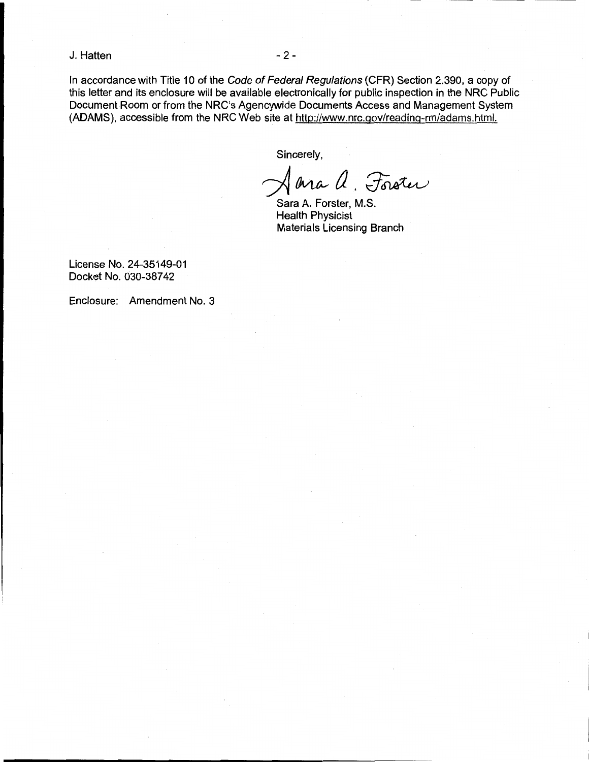In accordance with Title 10 of the *Code of Federal Regulations* (CFR) Section 2.390, a copy of this letter and its enclosure will be available electronically for public inspection in the NRC Public Document Room or from the NRC's Agencywide Documents Access and Management System (ADAMS), accessible from the NRC Web site at http://www.nrc.gov/reading-rm/adams.html.

Sincerely,

Sara A. Forster

Sara A. Forster, M.S.
Health Physicist
Materials Licensing Branch

License No. 24-35149-01
Docket No. 030-38742

Enclosure: Amendment No. 3